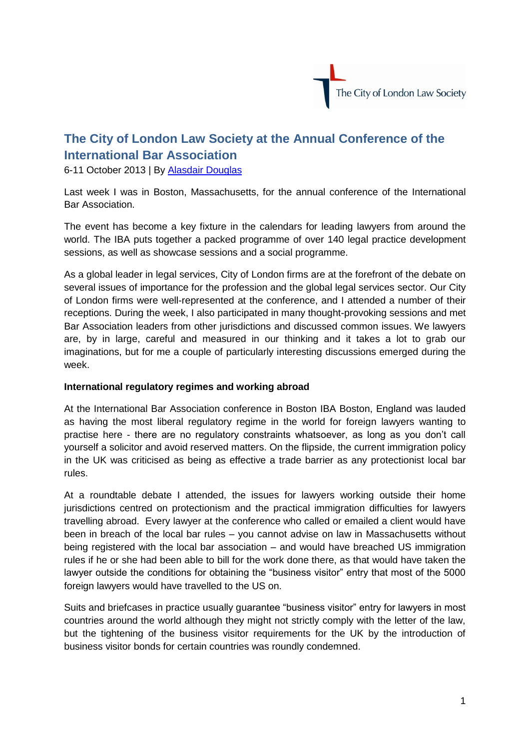The City of London Law Society

# The City of London Law Society at the Annual Conference of the International Bar Association

6-11 October 2013 | By [Alasdair Douglas]

Last week I was in Boston, Massachusetts, for the annual conference of the International Bar Association.

The event has become a key fixture in the calendars for leading lawyers from around the world. The IBA puts together a packed programme of over 140 legal practice development sessions, as well as showcase sessions and a social programme.

As a global leader in legal services, City of London firms are at the forefront of the debate on several issues of importance for the profession and the global legal services sector. Our City of London firms were well-represented at the conference, and I attended a number of their receptions. During the week, I also participated in many thought-provoking sessions and met Bar Association leaders from other jurisdictions and discussed common issues. We lawyers are, by in large, careful and measured in our thinking and it takes a lot to grab our imaginations, but for me a couple of particularly interesting discussions emerged during the week.

**International regulatory regimes and working abroad**

At the International Bar Association conference in Boston IBA Boston, England was lauded as having the most liberal regulatory regime in the world for foreign lawyers wanting to practise here - there are no regulatory constraints whatsoever, as long as you don't call yourself a solicitor and avoid reserved matters. On the flipside, the current immigration policy in the UK was criticised as being as effective a trade barrier as any protectionist local bar rules.

At a roundtable debate I attended, the issues for lawyers working outside their home jurisdictions centred on protectionism and the practical immigration difficulties for lawyers travelling abroad. Every lawyer at the conference who called or emailed a client would have been in breach of the local bar rules – you cannot advise on law in Massachusetts without being registered with the local bar association – and would have breached US immigration rules if he or she had been able to bill for the work done there, as that would have taken the lawyer outside the conditions for obtaining the "business visitor" entry that most of the 5000 foreign lawyers would have travelled to the US on.

Suits and briefcases in practice usually guarantee "business visitor" entry for lawyers in most countries around the world although they might not strictly comply with the letter of the law, but the tightening of the business visitor requirements for the UK by the introduction of business visitor bonds for certain countries was roundly condemned.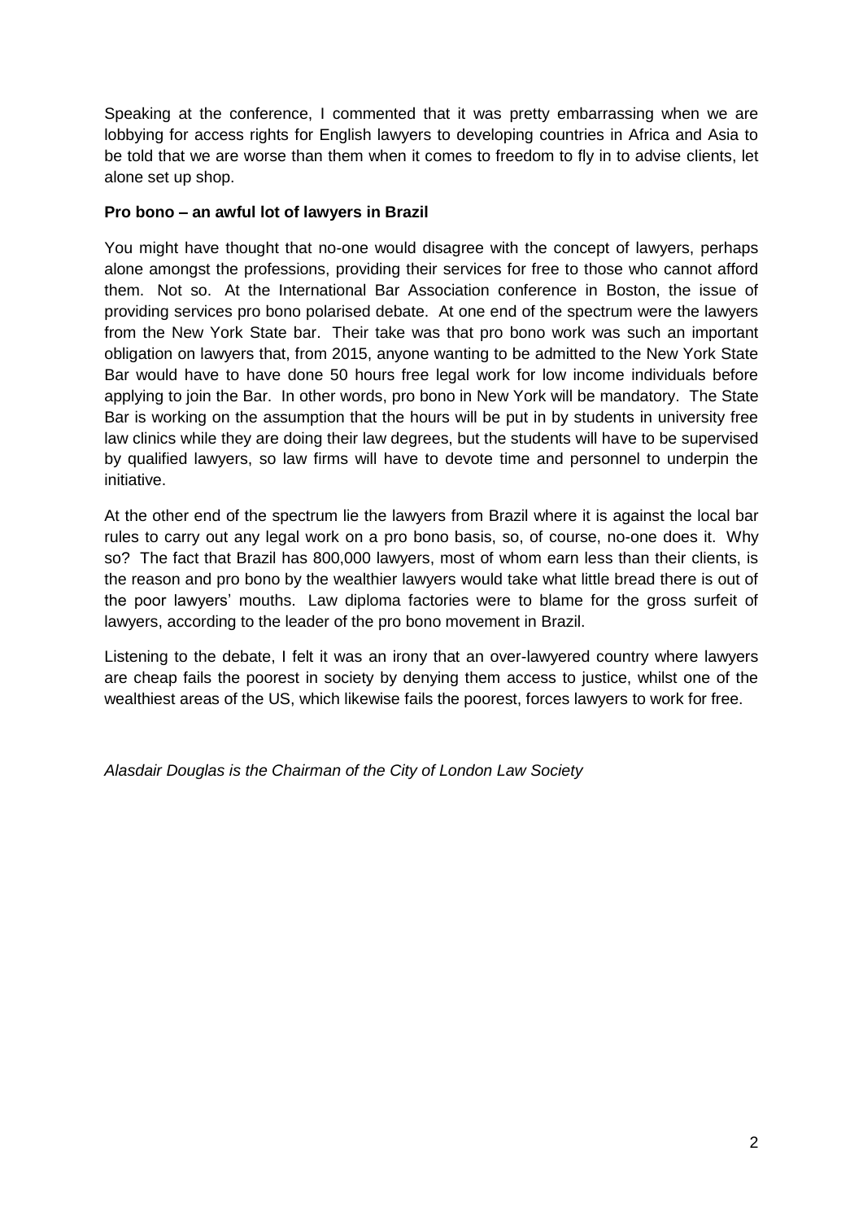Speaking at the conference, I commented that it was pretty embarrassing when we are lobbying for access rights for English lawyers to developing countries in Africa and Asia to be told that we are worse than them when it comes to freedom to fly in to advise clients, let alone set up shop.

**Pro bono – an awful lot of lawyers in Brazil**

You might have thought that no-one would disagree with the concept of lawyers, perhaps alone amongst the professions, providing their services for free to those who cannot afford them. Not so. At the International Bar Association conference in Boston, the issue of providing services pro bono polarised debate. At one end of the spectrum were the lawyers from the New York State bar. Their take was that pro bono work was such an important obligation on lawyers that, from 2015, anyone wanting to be admitted to the New York State Bar would have to have done 50 hours free legal work for low income individuals before applying to join the Bar. In other words, pro bono in New York will be mandatory. The State Bar is working on the assumption that the hours will be put in by students in university free law clinics while they are doing their law degrees, but the students will have to be supervised by qualified lawyers, so law firms will have to devote time and personnel to underpin the initiative.

At the other end of the spectrum lie the lawyers from Brazil where it is against the local bar rules to carry out any legal work on a pro bono basis, so, of course, no-one does it. Why so? The fact that Brazil has 800,000 lawyers, most of whom earn less than their clients, is the reason and pro bono by the wealthier lawyers would take what little bread there is out of the poor lawyers' mouths. Law diploma factories were to blame for the gross surfeit of lawyers, according to the leader of the pro bono movement in Brazil.

Listening to the debate, I felt it was an irony that an over-lawyered country where lawyers are cheap fails the poorest in society by denying them access to justice, whilst one of the wealthiest areas of the US, which likewise fails the poorest, forces lawyers to work for free.

*Alasdair Douglas is the Chairman of the City of London Law Society*